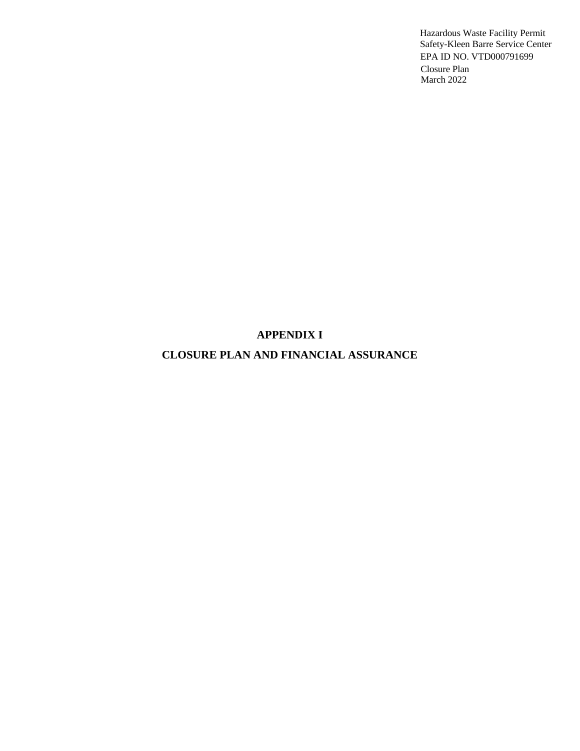# APPENDIX I

# CLOSURE PLAN AND FINANCIAL ASSURANCE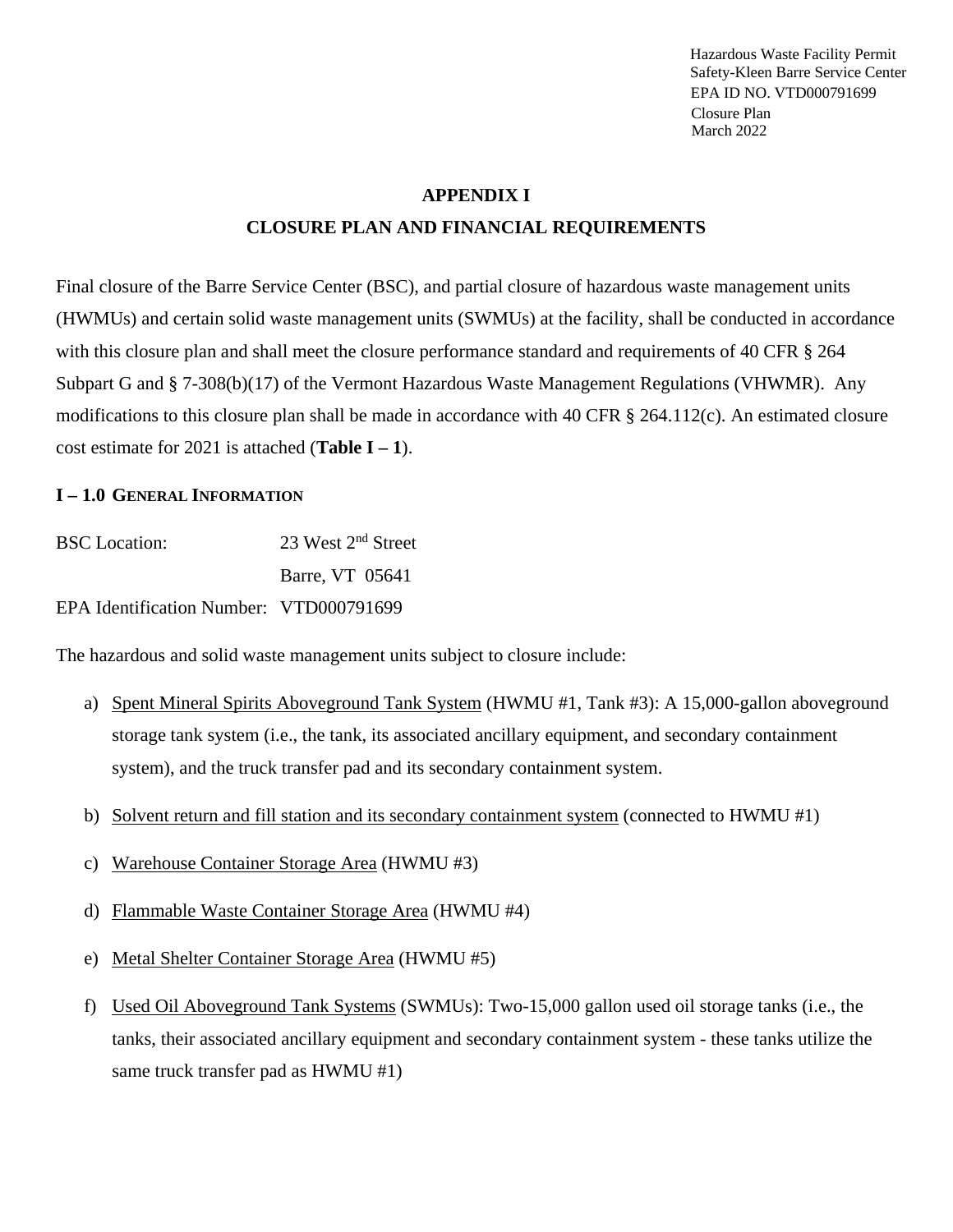## APPENDIX I

## CLOSURE PLAN AND FINANCIAL REQUIREMENTS

Final closure of the Barre Service Center (BSC), and partial closure of hazardous waste management units (HWMUs) and certain solid waste management units (SWMUs) at the facility, shall be conducted in accordance with this closure plan and shall meet the closure performance standard and requirements of 40 CFR § 264 Subpart G and § 7-308(b)(17) of the Vermont Hazardous Waste Management Regulations (VHWMR). Any modifications to this closure plan shall be made in accordance with 40 CFR § 264.112(c). An estimated closure cost estimate for 2021 is attached (**Table I – 1**).

### I – 1.0 GENERAL INFORMATION

BSC Location: 23 West 2nd Street
Barre, VT 05641

EPA Identification Number: VTD000791699

The hazardous and solid waste management units subject to closure include:

a) Spent Mineral Spirits Aboveground Tank System (HWMU #1, Tank #3): A 15,000-gallon aboveground storage tank system (i.e., the tank, its associated ancillary equipment, and secondary containment system), and the truck transfer pad and its secondary containment system.

b) Solvent return and fill station and its secondary containment system (connected to HWMU #1)

c) Warehouse Container Storage Area (HWMU #3)

d) Flammable Waste Container Storage Area (HWMU #4)

e) Metal Shelter Container Storage Area (HWMU #5)

f) Used Oil Aboveground Tank Systems (SWMUs): Two-15,000 gallon used oil storage tanks (i.e., the tanks, their associated ancillary equipment and secondary containment system - these tanks utilize the same truck transfer pad as HWMU #1)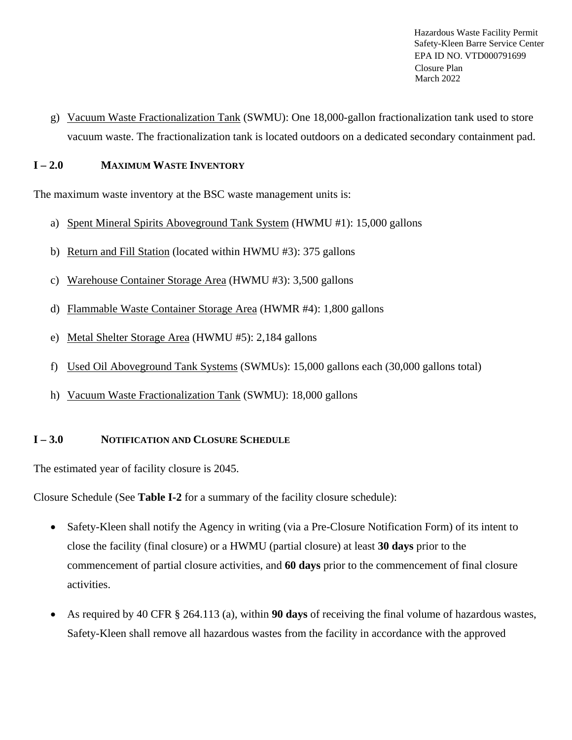g) Vacuum Waste Fractionalization Tank (SWMU): One 18,000-gallon fractionalization tank used to store vacuum waste. The fractionalization tank is located outdoors on a dedicated secondary containment pad.

## I – 2.0 MAXIMUM WASTE INVENTORY

The maximum waste inventory at the BSC waste management units is:

a) Spent Mineral Spirits Aboveground Tank System (HWMU #1): 15,000 gallons

b) Return and Fill Station (located within HWMU #3): 375 gallons

c) Warehouse Container Storage Area (HWMU #3): 3,500 gallons

d) Flammable Waste Container Storage Area (HWMR #4): 1,800 gallons

e) Metal Shelter Storage Area (HWMU #5): 2,184 gallons

f) Used Oil Aboveground Tank Systems (SWMUs): 15,000 gallons each (30,000 gallons total)

h) Vacuum Waste Fractionalization Tank (SWMU): 18,000 gallons

## I – 3.0 NOTIFICATION AND CLOSURE SCHEDULE

The estimated year of facility closure is 2045.

Closure Schedule (See **Table I-2** for a summary of the facility closure schedule):

- Safety-Kleen shall notify the Agency in writing (via a Pre-Closure Notification Form) of its intent to close the facility (final closure) or a HWMU (partial closure) at least **30 days** prior to the commencement of partial closure activities, and **60 days** prior to the commencement of final closure activities.
- As required by 40 CFR § 264.113 (a), within **90 days** of receiving the final volume of hazardous wastes, Safety-Kleen shall remove all hazardous wastes from the facility in accordance with the approved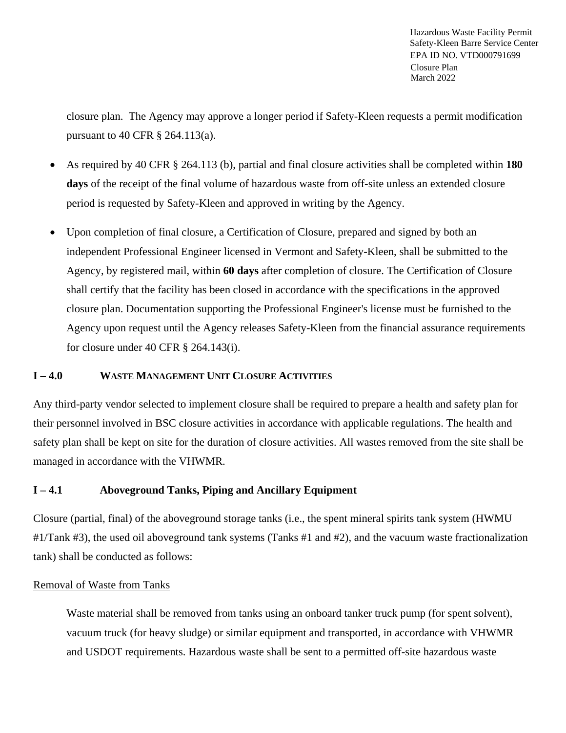closure plan. The Agency may approve a longer period if Safety-Kleen requests a permit modification pursuant to 40 CFR § 264.113(a).

- As required by 40 CFR § 264.113 (b), partial and final closure activities shall be completed within **180 days** of the receipt of the final volume of hazardous waste from off-site unless an extended closure period is requested by Safety-Kleen and approved in writing by the Agency.
- Upon completion of final closure, a Certification of Closure, prepared and signed by both an independent Professional Engineer licensed in Vermont and Safety-Kleen, shall be submitted to the Agency, by registered mail, within **60 days** after completion of closure. The Certification of Closure shall certify that the facility has been closed in accordance with the specifications in the approved closure plan. Documentation supporting the Professional Engineer's license must be furnished to the Agency upon request until the Agency releases Safety-Kleen from the financial assurance requirements for closure under 40 CFR § 264.143(i).

## I – 4.0 WASTE MANAGEMENT UNIT CLOSURE ACTIVITIES

Any third-party vendor selected to implement closure shall be required to prepare a health and safety plan for their personnel involved in BSC closure activities in accordance with applicable regulations. The health and safety plan shall be kept on site for the duration of closure activities. All wastes removed from the site shall be managed in accordance with the VHWMR.

### I – 4.1 Aboveground Tanks, Piping and Ancillary Equipment

Closure (partial, final) of the aboveground storage tanks (i.e., the spent mineral spirits tank system (HWMU #1/Tank #3), the used oil aboveground tank systems (Tanks #1 and #2), and the vacuum waste fractionalization tank) shall be conducted as follows:

Removal of Waste from Tanks

Waste material shall be removed from tanks using an onboard tanker truck pump (for spent solvent), vacuum truck (for heavy sludge) or similar equipment and transported, in accordance with VHWMR and USDOT requirements. Hazardous waste shall be sent to a permitted off-site hazardous waste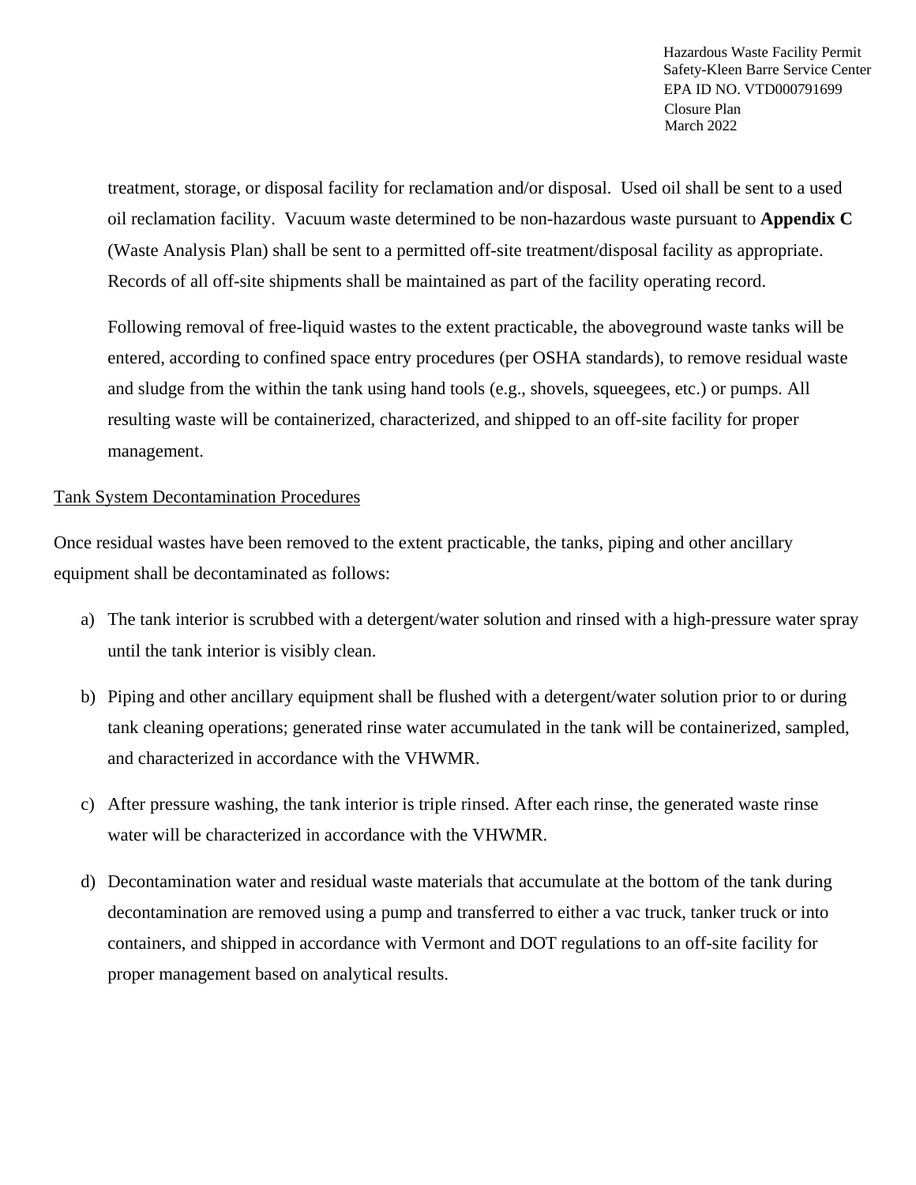treatment, storage, or disposal facility for reclamation and/or disposal. Used oil shall be sent to a used oil reclamation facility. Vacuum waste determined to be non-hazardous waste pursuant to **Appendix C** (Waste Analysis Plan) shall be sent to a permitted off-site treatment/disposal facility as appropriate. Records of all off-site shipments shall be maintained as part of the facility operating record.

Following removal of free-liquid wastes to the extent practicable, the aboveground waste tanks will be entered, according to confined space entry procedures (per OSHA standards), to remove residual waste and sludge from the within the tank using hand tools (e.g., shovels, squeegees, etc.) or pumps. All resulting waste will be containerized, characterized, and shipped to an off-site facility for proper management.

<u>Tank System Decontamination Procedures</u>

Once residual wastes have been removed to the extent practicable, the tanks, piping and other ancillary equipment shall be decontaminated as follows:

a) The tank interior is scrubbed with a detergent/water solution and rinsed with a high-pressure water spray until the tank interior is visibly clean.

b) Piping and other ancillary equipment shall be flushed with a detergent/water solution prior to or during tank cleaning operations; generated rinse water accumulated in the tank will be containerized, sampled, and characterized in accordance with the VHWMR.

c) After pressure washing, the tank interior is triple rinsed. After each rinse, the generated waste rinse water will be characterized in accordance with the VHWMR.

d) Decontamination water and residual waste materials that accumulate at the bottom of the tank during decontamination are removed using a pump and transferred to either a vac truck, tanker truck or into containers, and shipped in accordance with Vermont and DOT regulations to an off-site facility for proper management based on analytical results.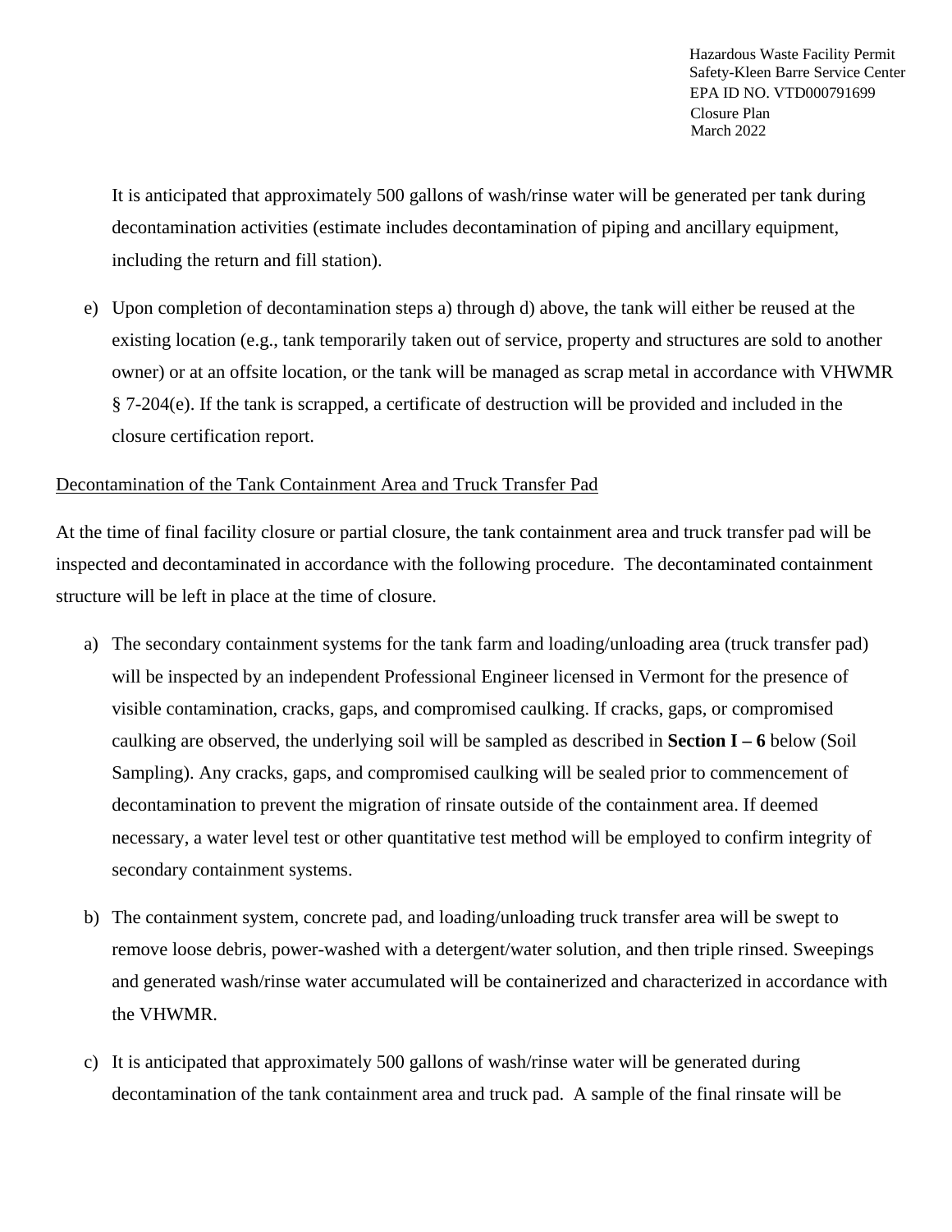It is anticipated that approximately 500 gallons of wash/rinse water will be generated per tank during decontamination activities (estimate includes decontamination of piping and ancillary equipment, including the return and fill station).

e) Upon completion of decontamination steps a) through d) above, the tank will either be reused at the existing location (e.g., tank temporarily taken out of service, property and structures are sold to another owner) or at an offsite location, or the tank will be managed as scrap metal in accordance with VHWMR § 7-204(e). If the tank is scrapped, a certificate of destruction will be provided and included in the closure certification report.

Decontamination of the Tank Containment Area and Truck Transfer Pad

At the time of final facility closure or partial closure, the tank containment area and truck transfer pad will be inspected and decontaminated in accordance with the following procedure. The decontaminated containment structure will be left in place at the time of closure.

a) The secondary containment systems for the tank farm and loading/unloading area (truck transfer pad) will be inspected by an independent Professional Engineer licensed in Vermont for the presence of visible contamination, cracks, gaps, and compromised caulking. If cracks, gaps, or compromised caulking are observed, the underlying soil will be sampled as described in **Section I – 6** below (Soil Sampling). Any cracks, gaps, and compromised caulking will be sealed prior to commencement of decontamination to prevent the migration of rinsate outside of the containment area. If deemed necessary, a water level test or other quantitative test method will be employed to confirm integrity of secondary containment systems.

b) The containment system, concrete pad, and loading/unloading truck transfer area will be swept to remove loose debris, power-washed with a detergent/water solution, and then triple rinsed. Sweepings and generated wash/rinse water accumulated will be containerized and characterized in accordance with the VHWMR.

c) It is anticipated that approximately 500 gallons of wash/rinse water will be generated during decontamination of the tank containment area and truck pad. A sample of the final rinsate will be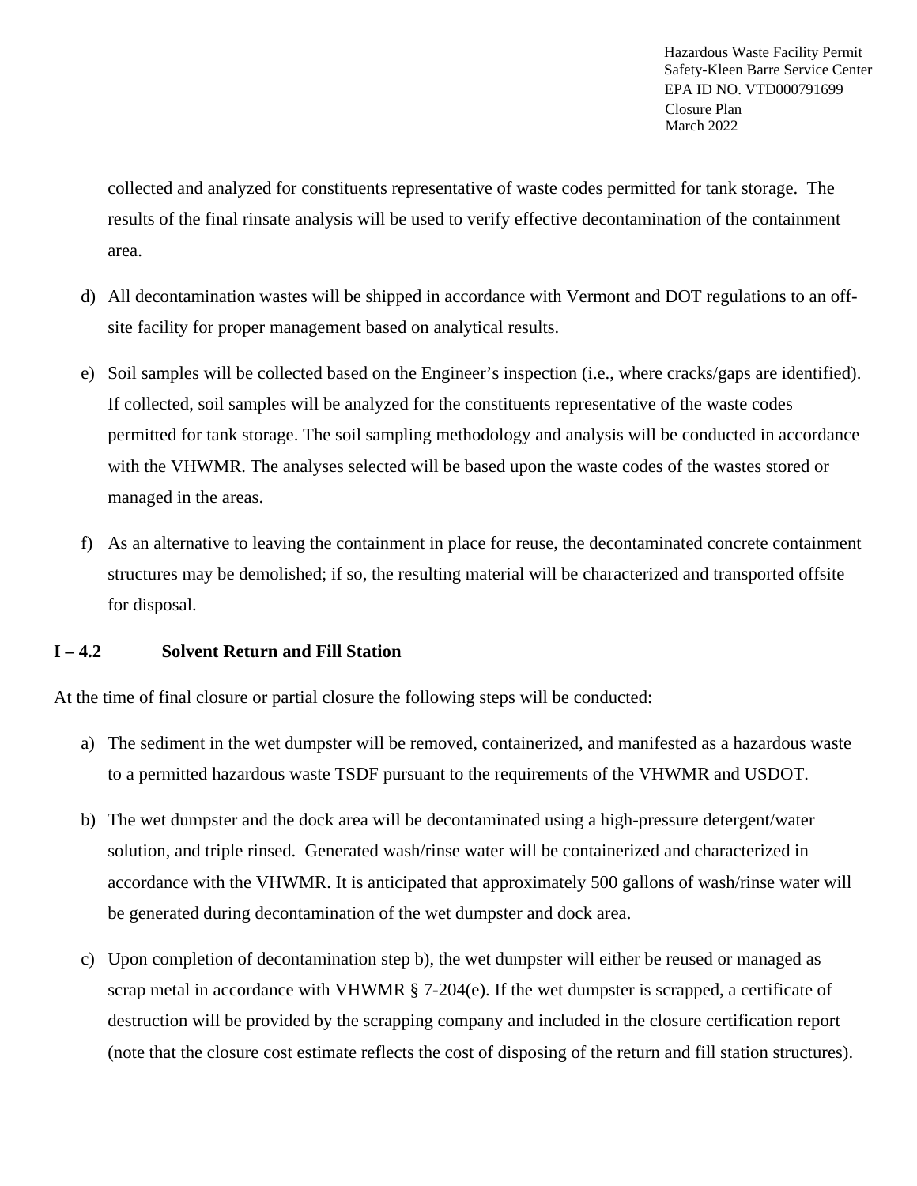collected and analyzed for constituents representative of waste codes permitted for tank storage. The results of the final rinsate analysis will be used to verify effective decontamination of the containment area.

d) All decontamination wastes will be shipped in accordance with Vermont and DOT regulations to an off-site facility for proper management based on analytical results.

e) Soil samples will be collected based on the Engineer's inspection (i.e., where cracks/gaps are identified). If collected, soil samples will be analyzed for the constituents representative of the waste codes permitted for tank storage. The soil sampling methodology and analysis will be conducted in accordance with the VHWMR. The analyses selected will be based upon the waste codes of the wastes stored or managed in the areas.

f) As an alternative to leaving the containment in place for reuse, the decontaminated concrete containment structures may be demolished; if so, the resulting material will be characterized and transported offsite for disposal.

### I – 4.2 Solvent Return and Fill Station

At the time of final closure or partial closure the following steps will be conducted:

a) The sediment in the wet dumpster will be removed, containerized, and manifested as a hazardous waste to a permitted hazardous waste TSDF pursuant to the requirements of the VHWMR and USDOT.

b) The wet dumpster and the dock area will be decontaminated using a high-pressure detergent/water solution, and triple rinsed. Generated wash/rinse water will be containerized and characterized in accordance with the VHWMR. It is anticipated that approximately 500 gallons of wash/rinse water will be generated during decontamination of the wet dumpster and dock area.

c) Upon completion of decontamination step b), the wet dumpster will either be reused or managed as scrap metal in accordance with VHWMR § 7-204(e). If the wet dumpster is scrapped, a certificate of destruction will be provided by the scrapping company and included in the closure certification report (note that the closure cost estimate reflects the cost of disposing of the return and fill station structures).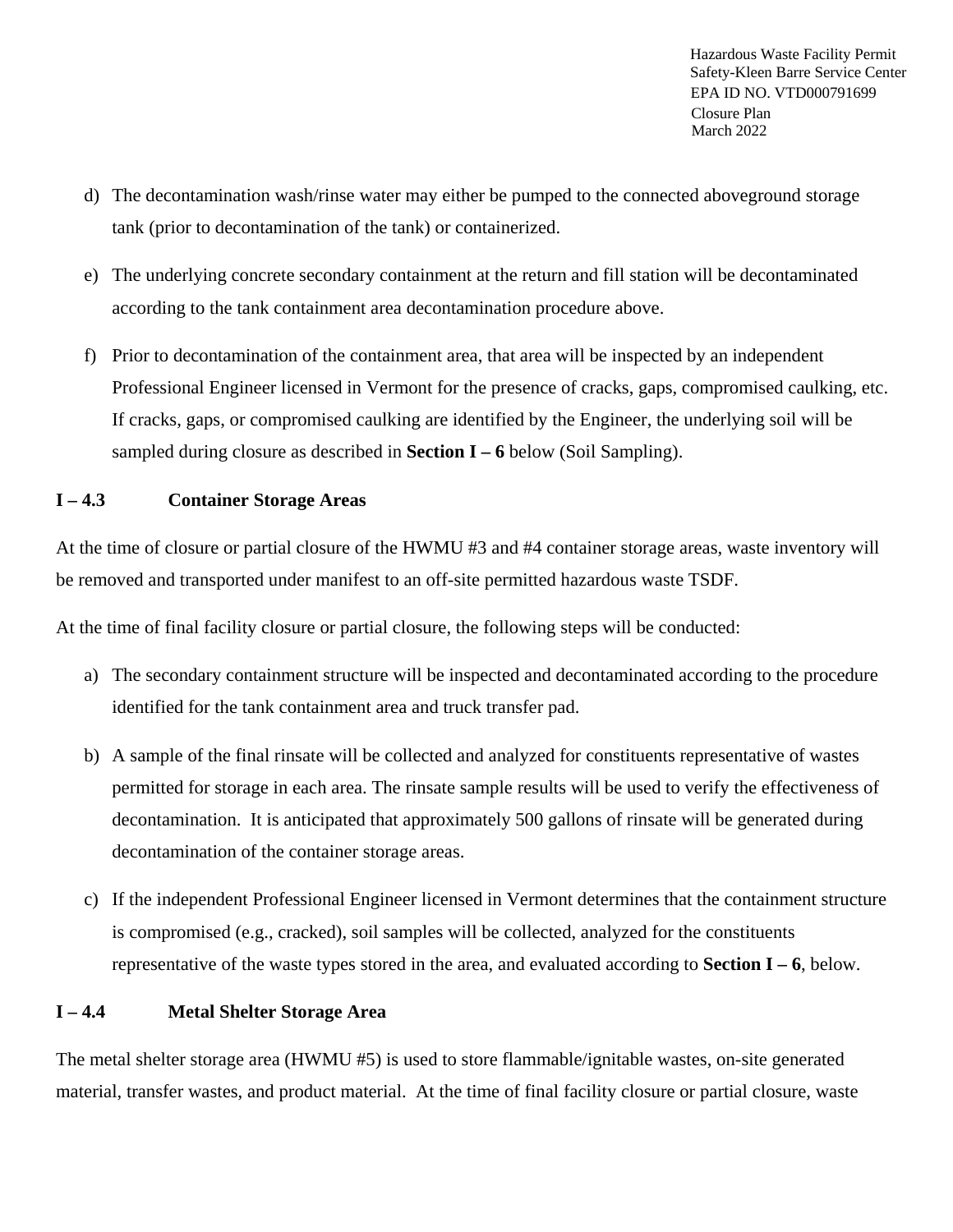d) The decontamination wash/rinse water may either be pumped to the connected aboveground storage tank (prior to decontamination of the tank) or containerized.

e) The underlying concrete secondary containment at the return and fill station will be decontaminated according to the tank containment area decontamination procedure above.

f) Prior to decontamination of the containment area, that area will be inspected by an independent Professional Engineer licensed in Vermont for the presence of cracks, gaps, compromised caulking, etc. If cracks, gaps, or compromised caulking are identified by the Engineer, the underlying soil will be sampled during closure as described in **Section I – 6** below (Soil Sampling).

### I – 4.3 Container Storage Areas

At the time of closure or partial closure of the HWMU #3 and #4 container storage areas, waste inventory will be removed and transported under manifest to an off-site permitted hazardous waste TSDF.

At the time of final facility closure or partial closure, the following steps will be conducted:

a) The secondary containment structure will be inspected and decontaminated according to the procedure identified for the tank containment area and truck transfer pad.

b) A sample of the final rinsate will be collected and analyzed for constituents representative of wastes permitted for storage in each area. The rinsate sample results will be used to verify the effectiveness of decontamination. It is anticipated that approximately 500 gallons of rinsate will be generated during decontamination of the container storage areas.

c) If the independent Professional Engineer licensed in Vermont determines that the containment structure is compromised (e.g., cracked), soil samples will be collected, analyzed for the constituents representative of the waste types stored in the area, and evaluated according to **Section I – 6**, below.

### I – 4.4 Metal Shelter Storage Area

The metal shelter storage area (HWMU #5) is used to store flammable/ignitable wastes, on-site generated material, transfer wastes, and product material. At the time of final facility closure or partial closure, waste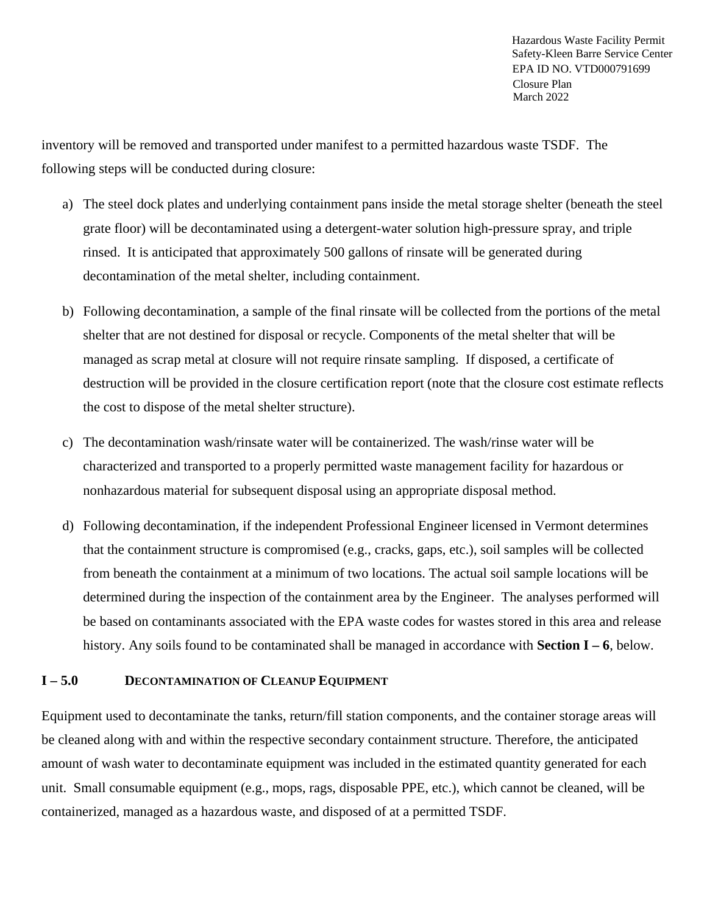inventory will be removed and transported under manifest to a permitted hazardous waste TSDF. The following steps will be conducted during closure:

a) The steel dock plates and underlying containment pans inside the metal storage shelter (beneath the steel grate floor) will be decontaminated using a detergent-water solution high-pressure spray, and triple rinsed. It is anticipated that approximately 500 gallons of rinsate will be generated during decontamination of the metal shelter, including containment.

b) Following decontamination, a sample of the final rinsate will be collected from the portions of the metal shelter that are not destined for disposal or recycle. Components of the metal shelter that will be managed as scrap metal at closure will not require rinsate sampling. If disposed, a certificate of destruction will be provided in the closure certification report (note that the closure cost estimate reflects the cost to dispose of the metal shelter structure).

c) The decontamination wash/rinsate water will be containerized. The wash/rinse water will be characterized and transported to a properly permitted waste management facility for hazardous or nonhazardous material for subsequent disposal using an appropriate disposal method.

d) Following decontamination, if the independent Professional Engineer licensed in Vermont determines that the containment structure is compromised (e.g., cracks, gaps, etc.), soil samples will be collected from beneath the containment at a minimum of two locations. The actual soil sample locations will be determined during the inspection of the containment area by the Engineer. The analyses performed will be based on contaminants associated with the EPA waste codes for wastes stored in this area and release history. Any soils found to be contaminated shall be managed in accordance with **Section I – 6**, below.

## I – 5.0 DECONTAMINATION OF CLEANUP EQUIPMENT

Equipment used to decontaminate the tanks, return/fill station components, and the container storage areas will be cleaned along with and within the respective secondary containment structure. Therefore, the anticipated amount of wash water to decontaminate equipment was included in the estimated quantity generated for each unit. Small consumable equipment (e.g., mops, rags, disposable PPE, etc.), which cannot be cleaned, will be containerized, managed as a hazardous waste, and disposed of at a permitted TSDF.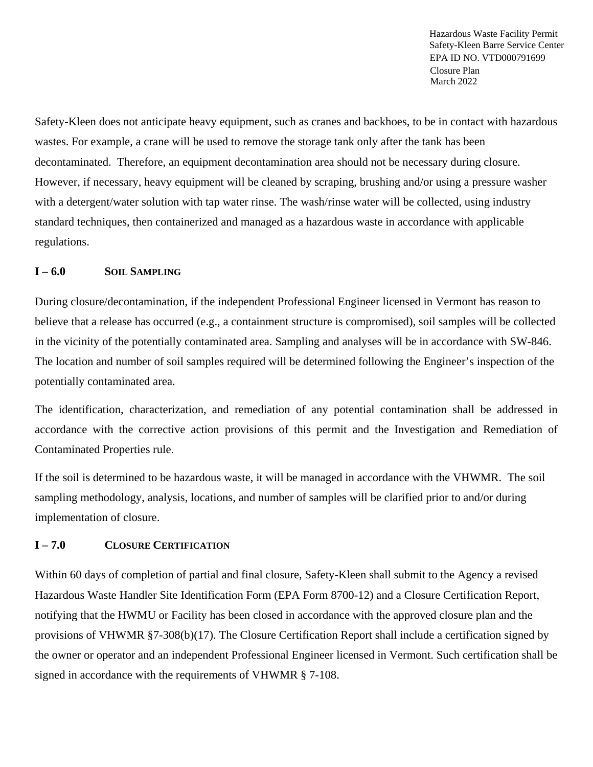Safety-Kleen does not anticipate heavy equipment, such as cranes and backhoes, to be in contact with hazardous wastes. For example, a crane will be used to remove the storage tank only after the tank has been decontaminated. Therefore, an equipment decontamination area should not be necessary during closure. However, if necessary, heavy equipment will be cleaned by scraping, brushing and/or using a pressure washer with a detergent/water solution with tap water rinse. The wash/rinse water will be collected, using industry standard techniques, then containerized and managed as a hazardous waste in accordance with applicable regulations.

## I – 6.0 Soil Sampling

During closure/decontamination, if the independent Professional Engineer licensed in Vermont has reason to believe that a release has occurred (e.g., a containment structure is compromised), soil samples will be collected in the vicinity of the potentially contaminated area. Sampling and analyses will be in accordance with SW-846. The location and number of soil samples required will be determined following the Engineer's inspection of the potentially contaminated area.

The identification, characterization, and remediation of any potential contamination shall be addressed in accordance with the corrective action provisions of this permit and the Investigation and Remediation of Contaminated Properties rule.

If the soil is determined to be hazardous waste, it will be managed in accordance with the VHWMR. The soil sampling methodology, analysis, locations, and number of samples will be clarified prior to and/or during implementation of closure.

## I – 7.0 Closure Certification

Within 60 days of completion of partial and final closure, Safety-Kleen shall submit to the Agency a revised Hazardous Waste Handler Site Identification Form (EPA Form 8700-12) and a Closure Certification Report, notifying that the HWMU or Facility has been closed in accordance with the approved closure plan and the provisions of VHWMR §7-308(b)(17). The Closure Certification Report shall include a certification signed by the owner or operator and an independent Professional Engineer licensed in Vermont. Such certification shall be signed in accordance with the requirements of VHWMR § 7-108.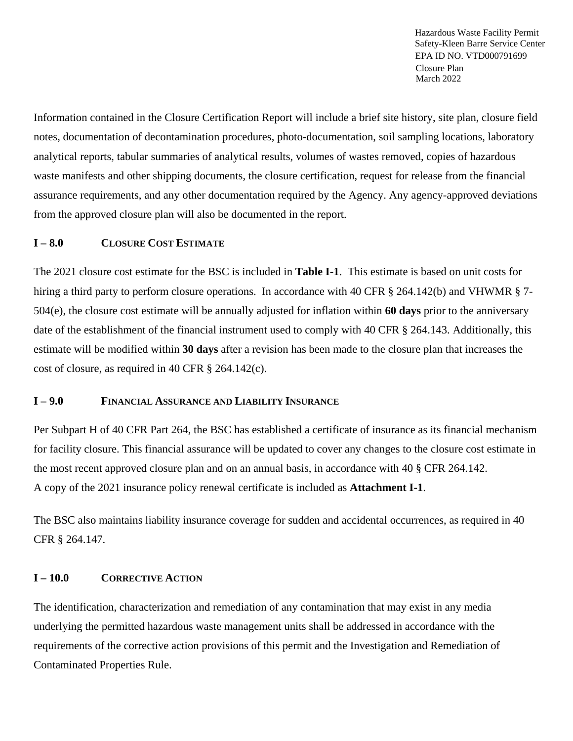Information contained in the Closure Certification Report will include a brief site history, site plan, closure field notes, documentation of decontamination procedures, photo-documentation, soil sampling locations, laboratory analytical reports, tabular summaries of analytical results, volumes of wastes removed, copies of hazardous waste manifests and other shipping documents, the closure certification, request for release from the financial assurance requirements, and any other documentation required by the Agency. Any agency-approved deviations from the approved closure plan will also be documented in the report.

## I – 8.0 CLOSURE COST ESTIMATE

The 2021 closure cost estimate for the BSC is included in **Table I-1**. This estimate is based on unit costs for hiring a third party to perform closure operations. In accordance with 40 CFR § 264.142(b) and VHWMR § 7-504(e), the closure cost estimate will be annually adjusted for inflation within **60 days** prior to the anniversary date of the establishment of the financial instrument used to comply with 40 CFR § 264.143. Additionally, this estimate will be modified within **30 days** after a revision has been made to the closure plan that increases the cost of closure, as required in 40 CFR § 264.142(c).

## I – 9.0 FINANCIAL ASSURANCE AND LIABILITY INSURANCE

Per Subpart H of 40 CFR Part 264, the BSC has established a certificate of insurance as its financial mechanism for facility closure. This financial assurance will be updated to cover any changes to the closure cost estimate in the most recent approved closure plan and on an annual basis, in accordance with 40 § CFR 264.142.
A copy of the 2021 insurance policy renewal certificate is included as **Attachment I-1**.

The BSC also maintains liability insurance coverage for sudden and accidental occurrences, as required in 40 CFR § 264.147.

## I – 10.0 CORRECTIVE ACTION

The identification, characterization and remediation of any contamination that may exist in any media underlying the permitted hazardous waste management units shall be addressed in accordance with the requirements of the corrective action provisions of this permit and the Investigation and Remediation of Contaminated Properties Rule.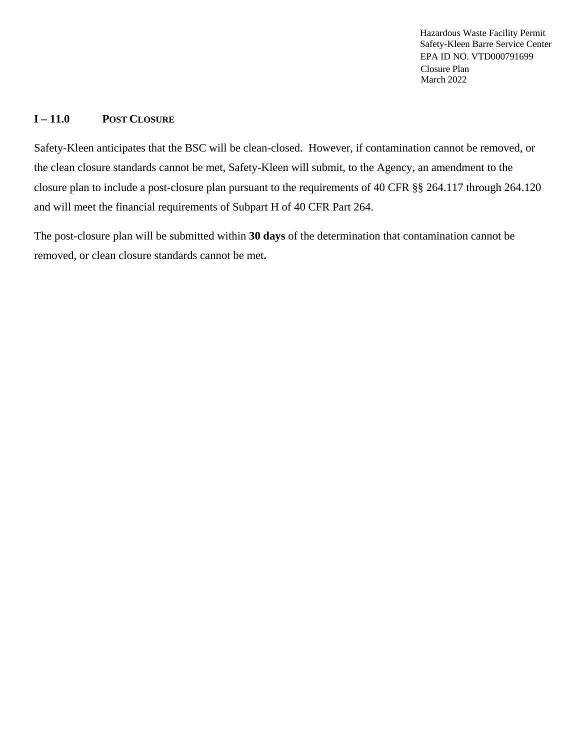## I – 11.0 POST CLOSURE

Safety-Kleen anticipates that the BSC will be clean-closed. However, if contamination cannot be removed, or the clean closure standards cannot be met, Safety-Kleen will submit, to the Agency, an amendment to the closure plan to include a post-closure plan pursuant to the requirements of 40 CFR §§ 264.117 through 264.120 and will meet the financial requirements of Subpart H of 40 CFR Part 264.

The post-closure plan will be submitted within **30 days** of the determination that contamination cannot be removed, or clean closure standards cannot be met**.**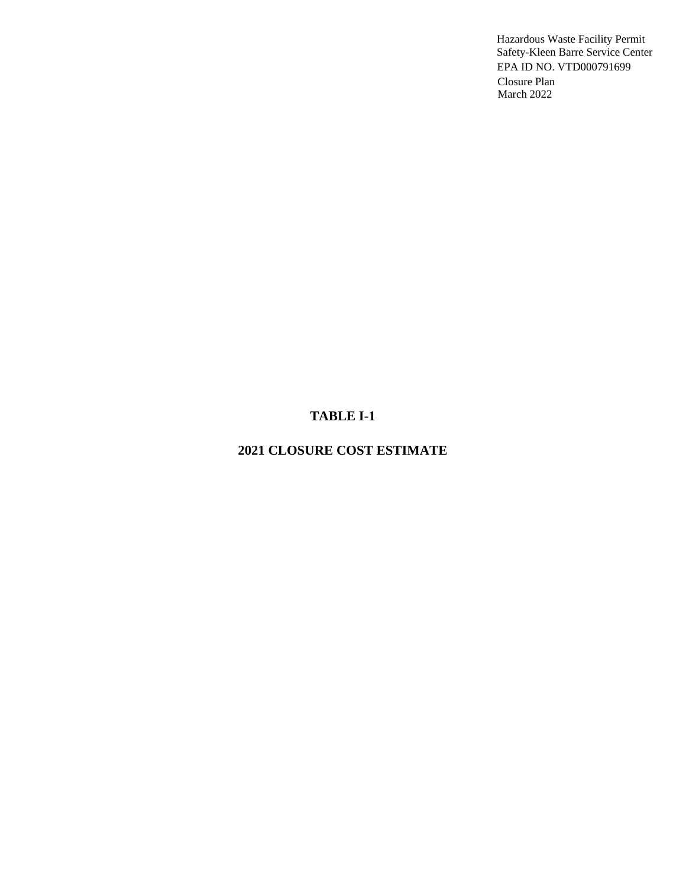# TABLE I-1

## 2021 CLOSURE COST ESTIMATE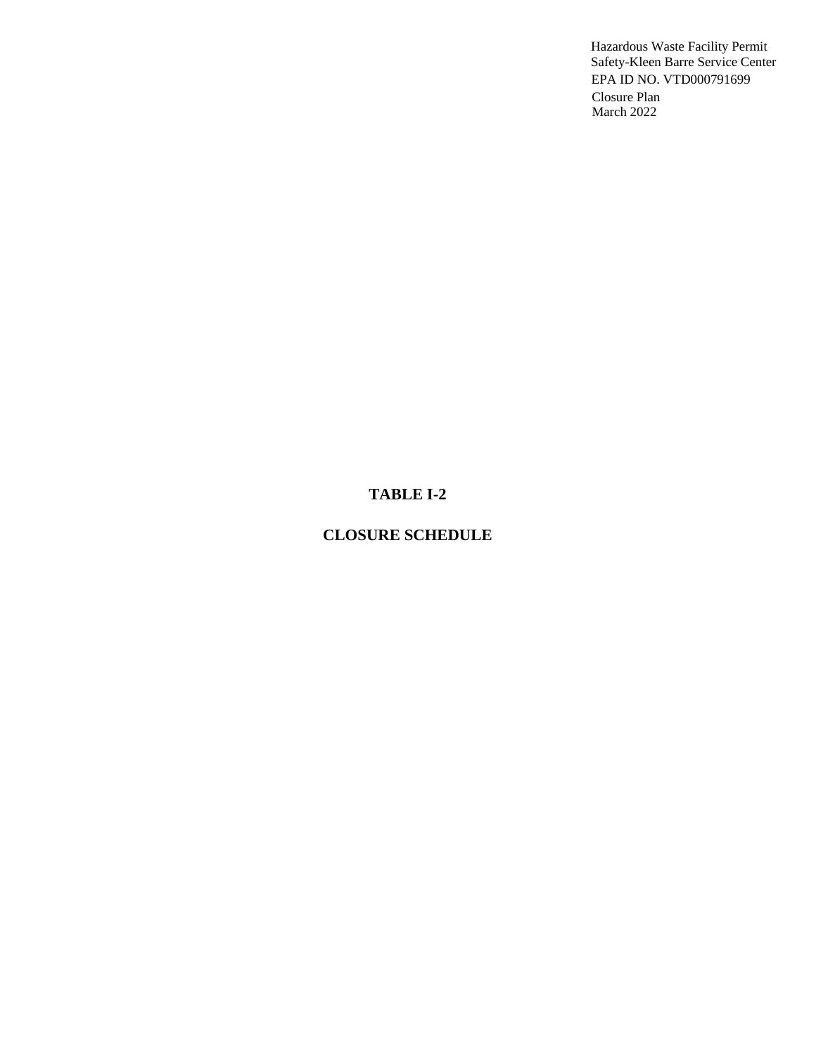# TABLE I-2

# CLOSURE SCHEDULE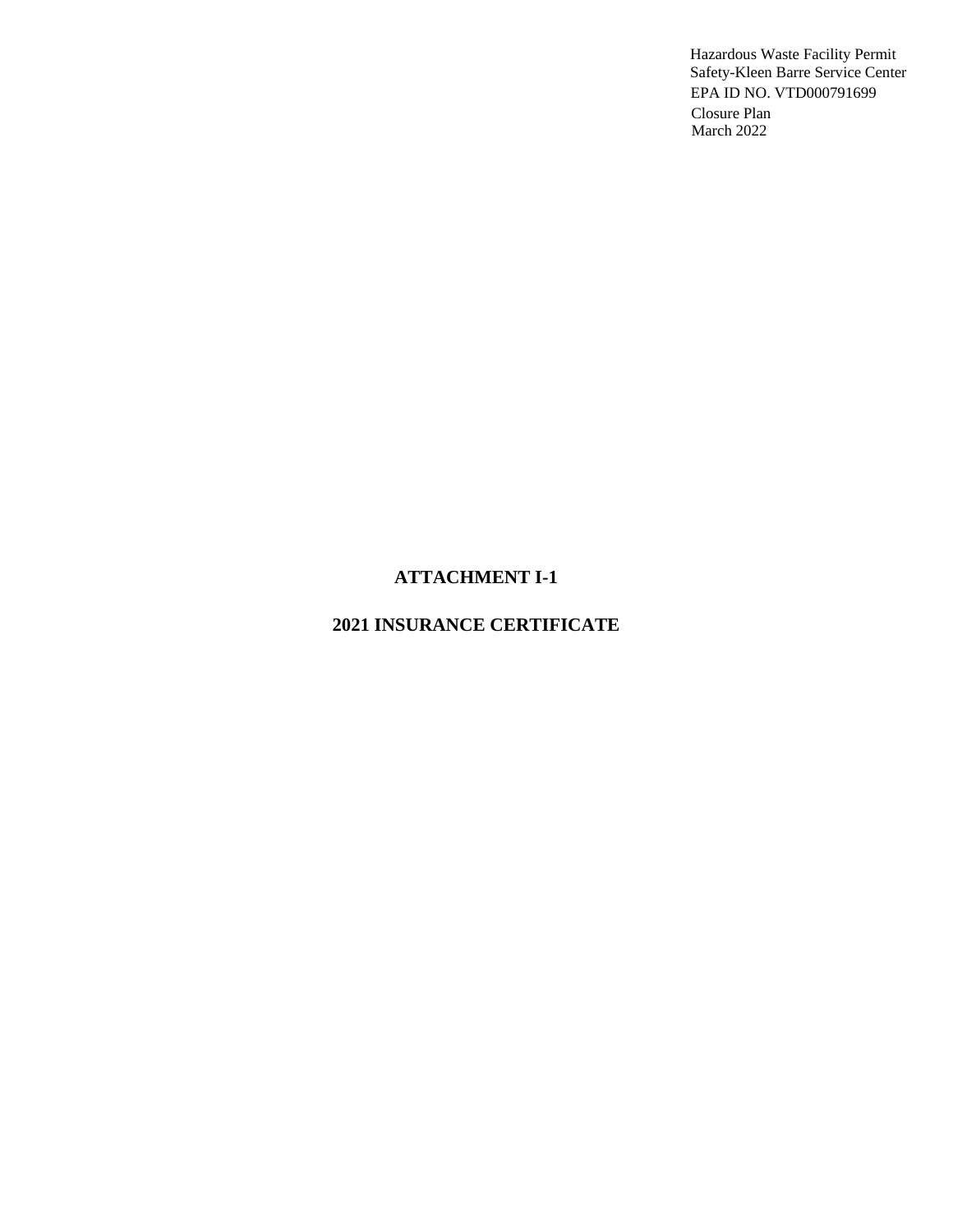# ATTACHMENT I-1

# 2021 INSURANCE CERTIFICATE